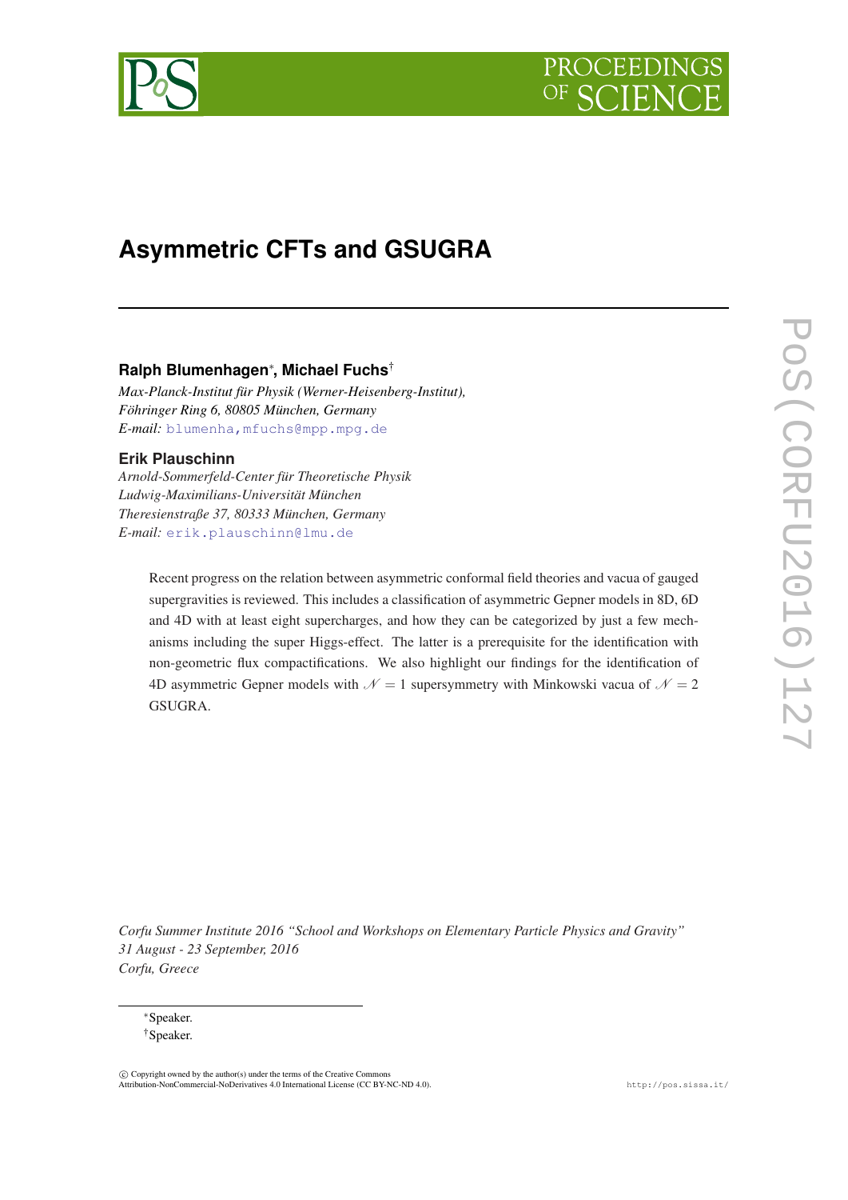# Asymmetric CFTs and GSUGRA

**Ralph Blumenhagen**[*], **Michael Fuchs**[†]

*Max-Planck-Institut für Physik (Werner-Heisenberg-Institut),*
*Föhringer Ring 6, 80805 München, Germany*
*E-mail:* blumenha,mfuchs@mpp.mpg.de

**Erik Plauschinn**

*Arnold-Sommerfeld-Center für Theoretische Physik*
*Ludwig-Maximilians-Universität München*
*Theresienstraße 37, 80333 München, Germany*
*E-mail:* erik.plauschinn@lmu.de

Recent progress on the relation between asymmetric conformal field theories and vacua of gauged supergravities is reviewed. This includes a classification of asymmetric Gepner models in 8D, 6D and 4D with at least eight supercharges, and how they can be categorized by just a few mechanisms including the super Higgs-effect. The latter is a prerequisite for the identification with non-geometric flux compactifications. We also highlight our findings for the identification of 4D asymmetric Gepner models with $\mathcal{N} = 1$ supersymmetry with Minkowski vacua of $\mathcal{N} = 2$ GSUGRA.

*Corfu Summer Institute 2016 "School and Workshops on Elementary Particle Physics and Gravity"*
*31 August - 23 September, 2016*
*Corfu, Greece*

[*] Speaker.
[†] Speaker.

© Copyright owned by the author(s) under the terms of the Creative Commons Attribution-NonCommercial-NoDerivatives 4.0 International License (CC BY-NC-ND 4.0).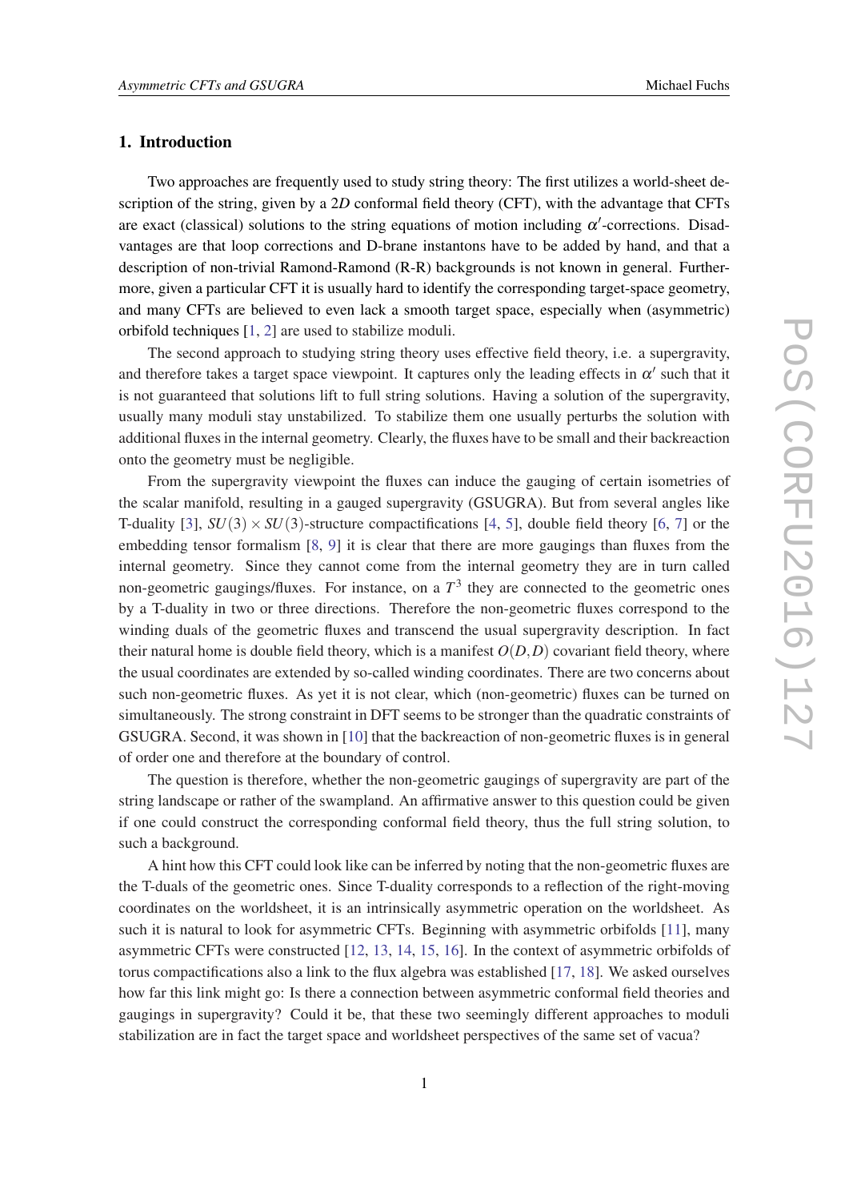## 1. Introduction

Two approaches are frequently used to study string theory: The first utilizes a world-sheet description of the string, given by a $2D$ conformal field theory (CFT), with the advantage that CFTs are exact (classical) solutions to the string equations of motion including $\alpha'$-corrections. Disadvantages are that loop corrections and D-brane instantons have to be added by hand, and that a description of non-trivial Ramond-Ramond (R-R) backgrounds is not known in general. Furthermore, given a particular CFT it is usually hard to identify the corresponding target-space geometry, and many CFTs are believed to even lack a smooth target space, especially when (asymmetric) orbifold techniques [1, 2] are used to stabilize moduli.

The second approach to studying string theory uses effective field theory, i.e. a supergravity, and therefore takes a target space viewpoint. It captures only the leading effects in $\alpha'$ such that it is not guaranteed that solutions lift to full string solutions. Having a solution of the supergravity, usually many moduli stay unstabilized. To stabilize them one usually perturbs the solution with additional fluxes in the internal geometry. Clearly, the fluxes have to be small and their backreaction onto the geometry must be negligible.

From the supergravity viewpoint the fluxes can induce the gauging of certain isometries of the scalar manifold, resulting in a gauged supergravity (GSUGRA). But from several angles like T-duality [3], $SU(3) \times SU(3)$-structure compactifications [4, 5], double field theory [6, 7] or the embedding tensor formalism [8, 9] it is clear that there are more gaugings than fluxes from the internal geometry. Since they cannot come from the internal geometry they are in turn called non-geometric gaugings/fluxes. For instance, on a $T^3$ they are connected to the geometric ones by a T-duality in two or three directions. Therefore the non-geometric fluxes correspond to the winding duals of the geometric fluxes and transcend the usual supergravity description. In fact their natural home is double field theory, which is a manifest $O(D,D)$ covariant field theory, where the usual coordinates are extended by so-called winding coordinates. There are two concerns about such non-geometric fluxes. As yet it is not clear, which (non-geometric) fluxes can be turned on simultaneously. The strong constraint in DFT seems to be stronger than the quadratic constraints of GSUGRA. Second, it was shown in [10] that the backreaction of non-geometric fluxes is in general of order one and therefore at the boundary of control.

The question is therefore, whether the non-geometric gaugings of supergravity are part of the string landscape or rather of the swampland. An affirmative answer to this question could be given if one could construct the corresponding conformal field theory, thus the full string solution, to such a background.

A hint how this CFT could look like can be inferred by noting that the non-geometric fluxes are the T-duals of the geometric ones. Since T-duality corresponds to a reflection of the right-moving coordinates on the worldsheet, it is an intrinsically asymmetric operation on the worldsheet. As such it is natural to look for asymmetric CFTs. Beginning with asymmetric orbifolds [11], many asymmetric CFTs were constructed [12, 13, 14, 15, 16]. In the context of asymmetric orbifolds of torus compactifications also a link to the flux algebra was established [17, 18]. We asked ourselves how far this link might go: Is there a connection between asymmetric conformal field theories and gaugings in supergravity? Could it be, that these two seemingly different approaches to moduli stabilization are in fact the target space and worldsheet perspectives of the same set of vacua?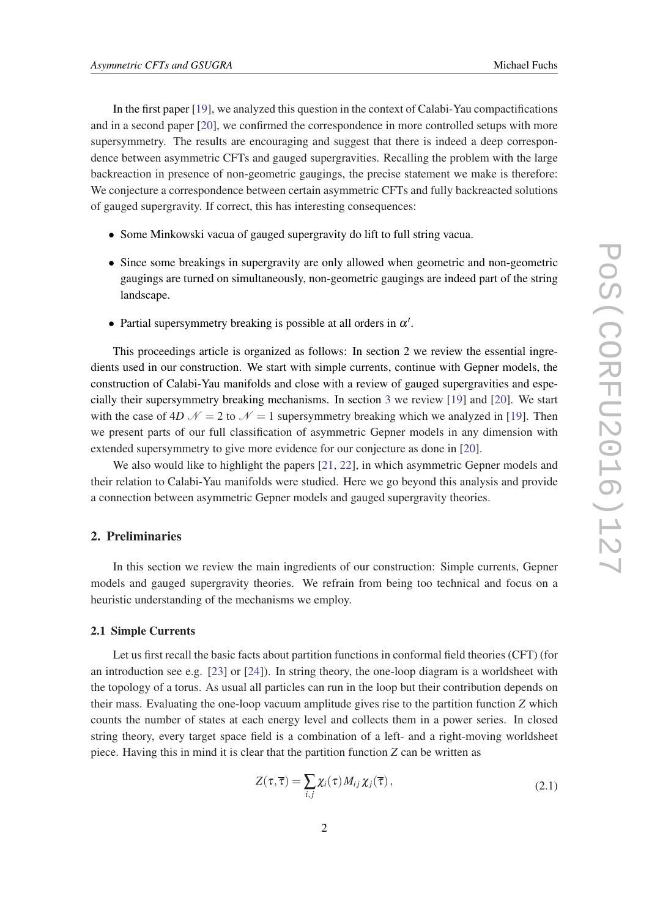In the first paper [19], we analyzed this question in the context of Calabi-Yau compactifications and in a second paper [20], we confirmed the correspondence in more controlled setups with more supersymmetry. The results are encouraging and suggest that there is indeed a deep correspondence between asymmetric CFTs and gauged supergravities. Recalling the problem with the large backreaction in presence of non-geometric gaugings, the precise statement we make is therefore: We conjecture a correspondence between certain asymmetric CFTs and fully backreacted solutions of gauged supergravity. If correct, this has interesting consequences:

- Some Minkowski vacua of gauged supergravity do lift to full string vacua.
- Since some breakings in supergravity are only allowed when geometric and non-geometric gaugings are turned on simultaneously, non-geometric gaugings are indeed part of the string landscape.
- Partial supersymmetry breaking is possible at all orders in $\alpha'$.

This proceedings article is organized as follows: In section 2 we review the essential ingredients used in our construction. We start with simple currents, continue with Gepner models, the construction of Calabi-Yau manifolds and close with a review of gauged supergravities and especially their supersymmetry breaking mechanisms. In section 3 we review [19] and [20]. We start with the case of $4D$ $\mathcal{N}=2$ to $\mathcal{N}=1$ supersymmetry breaking which we analyzed in [19]. Then we present parts of our full classification of asymmetric Gepner models in any dimension with extended supersymmetry to give more evidence for our conjecture as done in [20].

We also would like to highlight the papers [21, 22], in which asymmetric Gepner models and their relation to Calabi-Yau manifolds were studied. Here we go beyond this analysis and provide a connection between asymmetric Gepner models and gauged supergravity theories.

## 2. Preliminaries

In this section we review the main ingredients of our construction: Simple currents, Gepner models and gauged supergravity theories. We refrain from being too technical and focus on a heuristic understanding of the mechanisms we employ.

### 2.1 Simple Currents

Let us first recall the basic facts about partition functions in conformal field theories (CFT) (for an introduction see e.g. [23] or [24]). In string theory, the one-loop diagram is a worldsheet with the topology of a torus. As usual all particles can run in the loop but their contribution depends on their mass. Evaluating the one-loop vacuum amplitude gives rise to the partition function $Z$ which counts the number of states at each energy level and collects them in a power series. In closed string theory, every target space field is a combination of a left- and a right-moving worldsheet piece. Having this in mind it is clear that the partition function $Z$ can be written as

$$Z(\tau,\overline{\tau}) = \sum_{i,j} \chi_i(\tau) M_{ij} \chi_j(\overline{\tau}) \,, \tag{2.1}$$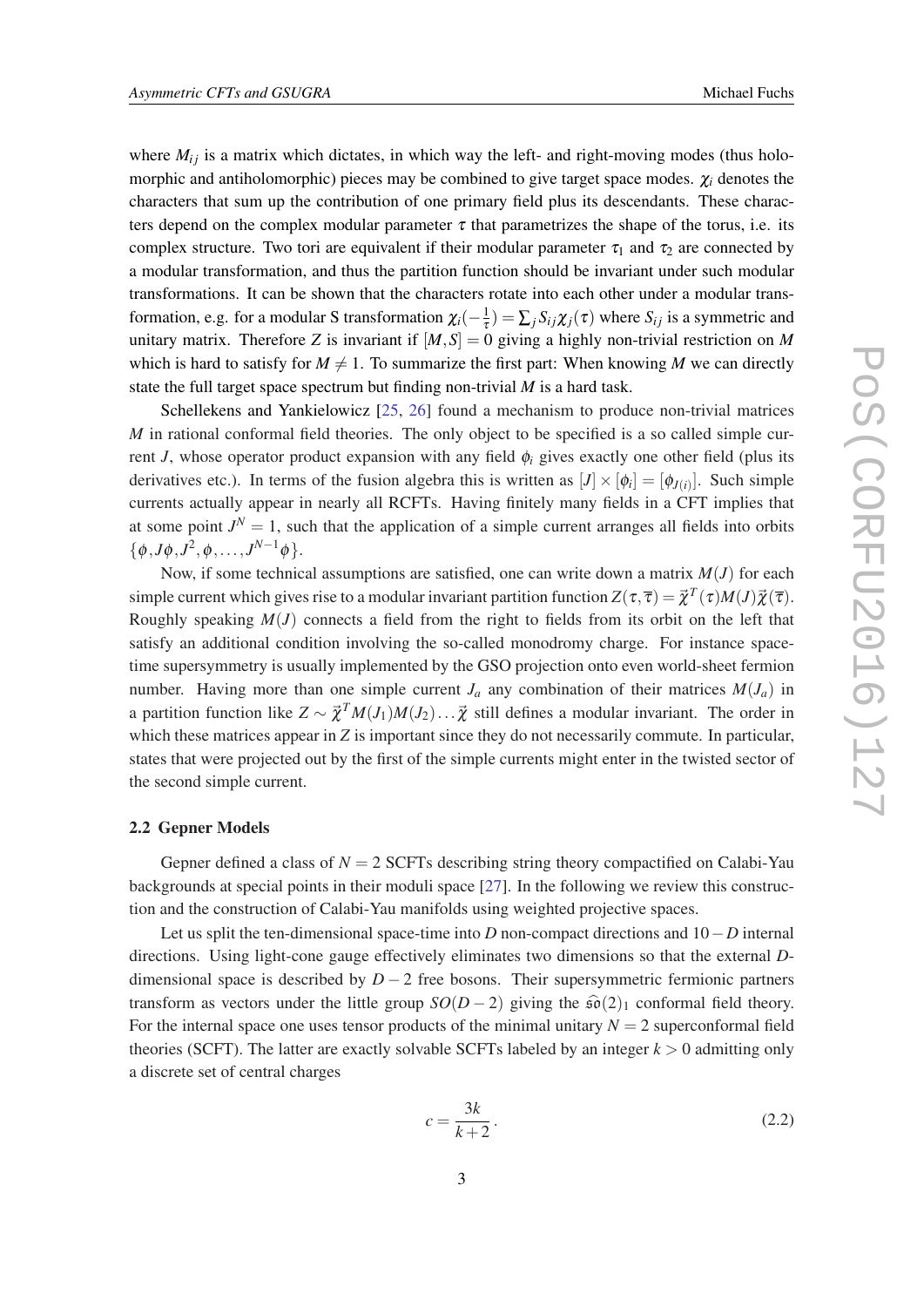where $M_{ij}$ is a matrix which dictates, in which way the left- and right-moving modes (thus holomorphic and antiholomorphic) pieces may be combined to give target space modes. $\chi_i$ denotes the characters that sum up the contribution of one primary field plus its descendants. These characters depend on the complex modular parameter $\tau$ that parametrizes the shape of the torus, i.e. its complex structure. Two tori are equivalent if their modular parameter $\tau_1$ and $\tau_2$ are connected by a modular transformation, and thus the partition function should be invariant under such modular transformations. It can be shown that the characters rotate into each other under a modular transformation, e.g. for a modular S transformation $\chi_i(-\frac{1}{\tau}) = \sum_j S_{ij}\chi_j(\tau)$ where $S_{ij}$ is a symmetric and unitary matrix. Therefore $Z$ is invariant if $[M,S] = 0$ giving a highly non-trivial restriction on $M$ which is hard to satisfy for $M \neq 1$. To summarize the first part: When knowing $M$ we can directly state the full target space spectrum but finding non-trivial $M$ is a hard task.

Schellekens and Yankielowicz [25, 26] found a mechanism to produce non-trivial matrices $M$ in rational conformal field theories. The only object to be specified is a so called simple current $J$, whose operator product expansion with any field $\phi_i$ gives exactly one other field (plus its derivatives etc.). In terms of the fusion algebra this is written as $[J] \times [\phi_i] = [\phi_{J(i)}]$. Such simple currents actually appear in nearly all RCFTs. Having finitely many fields in a CFT implies that at some point $J^N = 1$, such that the application of a simple current arranges all fields into orbits $\{\phi, J\phi, J^2, \phi, \ldots, J^{N-1}\phi\}$.

Now, if some technical assumptions are satisfied, one can write down a matrix $M(J)$ for each simple current which gives rise to a modular invariant partition function $Z(\tau,\overline{\tau}) = \vec{\chi}^T(\tau)M(J)\vec{\chi}(\overline{\tau})$. Roughly speaking $M(J)$ connects a field from the right to fields from its orbit on the left that satisfy an additional condition involving the so-called monodromy charge. For instance space-time supersymmetry is usually implemented by the GSO projection onto even world-sheet fermion number. Having more than one simple current $J_a$ any combination of their matrices $M(J_a)$ in a partition function like $Z \sim \vec{\chi}^T M(J_1)M(J_2)\ldots\vec{\chi}$ still defines a modular invariant. The order in which these matrices appear in $Z$ is important since they do not necessarily commute. In particular, states that were projected out by the first of the simple currents might enter in the twisted sector of the second simple current.

### 2.2 Gepner Models

Gepner defined a class of $N = 2$ SCFTs describing string theory compactified on Calabi-Yau backgrounds at special points in their moduli space [27]. In the following we review this construction and the construction of Calabi-Yau manifolds using weighted projective spaces.

Let us split the ten-dimensional space-time into $D$ non-compact directions and $10-D$ internal directions. Using light-cone gauge effectively eliminates two dimensions so that the external $D$-dimensional space is described by $D-2$ free bosons. Their supersymmetric fermionic partners transform as vectors under the little group $SO(D-2)$ giving the $\widehat{\mathfrak{so}}(2)_1$ conformal field theory. For the internal space one uses tensor products of the minimal unitary $N = 2$ superconformal field theories (SCFT). The latter are exactly solvable SCFTs labeled by an integer $k > 0$ admitting only a discrete set of central charges

$$c = \frac{3k}{k+2}\,. \tag{2.2}$$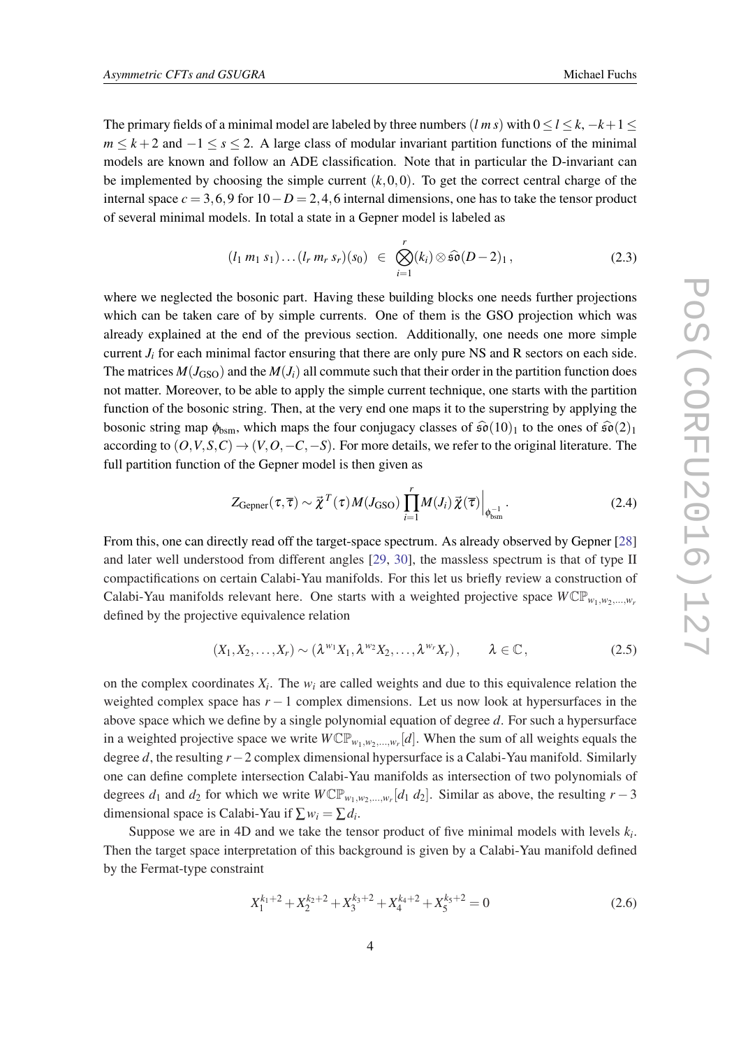The primary fields of a minimal model are labeled by three numbers $(l\,m\,s)$ with $0 \le l \le k$, $-k+1 \le m \le k+2$ and $-1 \le s \le 2$. A large class of modular invariant partition functions of the minimal models are known and follow an ADE classification. Note that in particular the D-invariant can be implemented by choosing the simple current $(k,0,0)$. To get the correct central charge of the internal space $c = 3,6,9$ for $10-D = 2,4,6$ internal dimensions, one has to take the tensor product of several minimal models. In total a state in a Gepner model is labeled as

$$(l_1\, m_1\, s_1)\ldots(l_r\, m_r\, s_r)(s_0) \;\in\; \bigotimes_{i=1}^{r}(k_i)\otimes\widehat{\mathfrak{so}}(D-2)_1\,, \tag{2.3}$$

where we neglected the bosonic part. Having these building blocks one needs further projections which can be taken care of by simple currents. One of them is the GSO projection which was already explained at the end of the previous section. Additionally, one needs one more simple current $J_i$ for each minimal factor ensuring that there are only pure NS and R sectors on each side. The matrices $M(J_{\text{GSO}})$ and the $M(J_i)$ all commute such that their order in the partition function does not matter. Moreover, to be able to apply the simple current technique, one starts with the partition function of the bosonic string. Then, at the very end one maps it to the superstring by applying the bosonic string map $\phi_{\text{bsm}}$, which maps the four conjugacy classes of $\widehat{\mathfrak{so}}(10)_1$ to the ones of $\widehat{\mathfrak{so}}(2)_1$ according to $(O,V,S,C)\to(V,O,-C,-S)$. For more details, we refer to the original literature. The full partition function of the Gepner model is then given as

$$Z_{\text{Gepner}}(\tau,\overline{\tau}) \sim \vec{\chi}^{\,T}(\tau)\,M(J_{\text{GSO}})\prod_{i=1}^{r}M(J_i)\,\vec{\chi}(\overline{\tau})\Big|_{\phi^{-1}_{\text{bsm}}}\,. \tag{2.4}$$

From this, one can directly read off the target-space spectrum. As already observed by Gepner [28] and later well understood from different angles [29, 30], the massless spectrum is that of type II compactifications on certain Calabi-Yau manifolds. For this let us briefly review a construction of Calabi-Yau manifolds relevant here. One starts with a weighted projective space $W\mathbb{CP}_{w_1,w_2,\ldots,w_r}$ defined by the projective equivalence relation

$$(X_1,X_2,\ldots,X_r)\sim(\lambda^{w_1}X_1,\lambda^{w_2}X_2,\ldots,\lambda^{w_r}X_r)\,,\qquad \lambda\in\mathbb{C}\,, \tag{2.5}$$

on the complex coordinates $X_i$. The $w_i$ are called weights and due to this equivalence relation the weighted complex space has $r-1$ complex dimensions. Let us now look at hypersurfaces in the above space which we define by a single polynomial equation of degree $d$. For such a hypersurface in a weighted projective space we write $W\mathbb{CP}_{w_1,w_2,\ldots,w_r}[d]$. When the sum of all weights equals the degree $d$, the resulting $r-2$ complex dimensional hypersurface is a Calabi-Yau manifold. Similarly one can define complete intersection Calabi-Yau manifolds as intersection of two polynomials of degrees $d_1$ and $d_2$ for which we write $W\mathbb{CP}_{w_1,w_2,\ldots,w_r}[d_1\; d_2]$. Similar as above, the resulting $r-3$ dimensional space is Calabi-Yau if $\sum w_i = \sum d_i$.

Suppose we are in 4D and we take the tensor product of five minimal models with levels $k_i$. Then the target space interpretation of this background is given by a Calabi-Yau manifold defined by the Fermat-type constraint

$$X_1^{k_1+2}+X_2^{k_2+2}+X_3^{k_3+2}+X_4^{k_4+2}+X_5^{k_5+2}=0 \tag{2.6}$$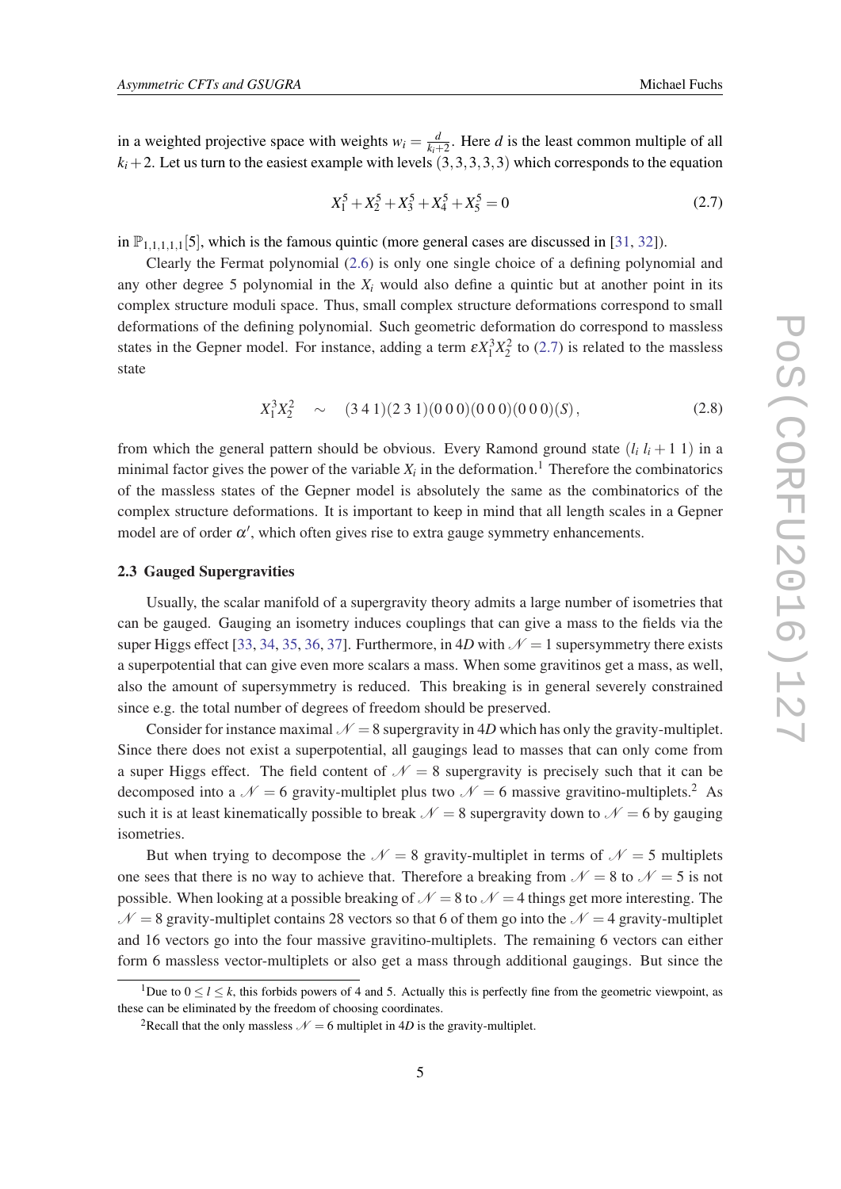in a weighted projective space with weights $w_i = \frac{d}{k_i+2}$. Here $d$ is the least common multiple of all $k_i+2$. Let us turn to the easiest example with levels $(3,3,3,3,3)$ which corresponds to the equation

$$X_1^5 + X_2^5 + X_3^5 + X_4^5 + X_5^5 = 0 \tag{2.7}$$

in $\mathbb{P}_{1,1,1,1,1}[5]$, which is the famous quintic (more general cases are discussed in [31, 32]).

Clearly the Fermat polynomial (2.6) is only one single choice of a defining polynomial and any other degree 5 polynomial in the $X_i$ would also define a quintic but at another point in its complex structure moduli space. Thus, small complex structure deformations correspond to small deformations of the defining polynomial. Such geometric deformation do correspond to massless states in the Gepner model. For instance, adding a term $\varepsilon X_1^3 X_2^2$ to (2.7) is related to the massless state

$$X_1^3 X_2^2 \quad \sim \quad (3\,4\,1)(2\,3\,1)(0\,0\,0)(0\,0\,0)(0\,0\,0)(S)\,, \tag{2.8}$$

from which the general pattern should be obvious. Every Ramond ground state $(l_i\; l_i+1\; 1)$ in a minimal factor gives the power of the variable $X_i$ in the deformation.[1] Therefore the combinatorics of the massless states of the Gepner model is absolutely the same as the combinatorics of the complex structure deformations. It is important to keep in mind that all length scales in a Gepner model are of order $\alpha'$, which often gives rise to extra gauge symmetry enhancements.

### 2.3 Gauged Supergravities

Usually, the scalar manifold of a supergravity theory admits a large number of isometries that can be gauged. Gauging an isometry induces couplings that can give a mass to the fields via the super Higgs effect [33, 34, 35, 36, 37]. Furthermore, in $4D$ with $\mathcal{N}=1$ supersymmetry there exists a superpotential that can give even more scalars a mass. When some gravitinos get a mass, as well, also the amount of supersymmetry is reduced. This breaking is in general severely constrained since e.g. the total number of degrees of freedom should be preserved.

Consider for instance maximal $\mathcal{N}=8$ supergravity in $4D$ which has only the gravity-multiplet. Since there does not exist a superpotential, all gaugings lead to masses that can only come from a super Higgs effect. The field content of $\mathcal{N}=8$ supergravity is precisely such that it can be decomposed into a $\mathcal{N}=6$ gravity-multiplet plus two $\mathcal{N}=6$ massive gravitino-multiplets.[2] As such it is at least kinematically possible to break $\mathcal{N}=8$ supergravity down to $\mathcal{N}=6$ by gauging isometries.

But when trying to decompose the $\mathcal{N}=8$ gravity-multiplet in terms of $\mathcal{N}=5$ multiplets one sees that there is no way to achieve that. Therefore a breaking from $\mathcal{N}=8$ to $\mathcal{N}=5$ is not possible. When looking at a possible breaking of $\mathcal{N}=8$ to $\mathcal{N}=4$ things get more interesting. The $\mathcal{N}=8$ gravity-multiplet contains 28 vectors so that 6 of them go into the $\mathcal{N}=4$ gravity-multiplet and 16 vectors go into the four massive gravitino-multiplets. The remaining 6 vectors can either form 6 massless vector-multiplets or also get a mass through additional gaugings. But since the

---

[1] Due to $0 \leq l \leq k$, this forbids powers of 4 and 5. Actually this is perfectly fine from the geometric viewpoint, as these can be eliminated by the freedom of choosing coordinates.

[2] Recall that the only massless $\mathcal{N}=6$ multiplet in $4D$ is the gravity-multiplet.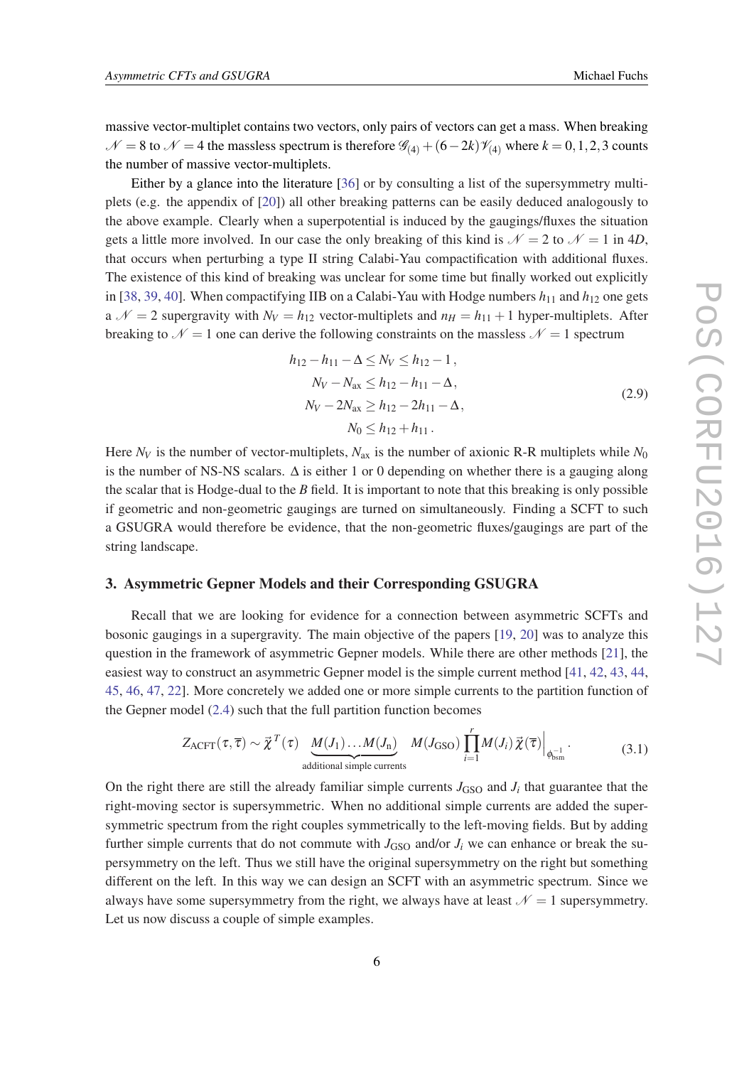massive vector-multiplet contains two vectors, only pairs of vectors can get a mass. When breaking $\mathcal{N}=8$ to $\mathcal{N}=4$ the massless spectrum is therefore $\mathcal{G}_{(4)}+(6-2k)\mathcal{V}_{(4)}$ where $k=0,1,2,3$ counts the number of massive vector-multiplets.

Either by a glance into the literature [36] or by consulting a list of the supersymmetry multiplets (e.g. the appendix of [20]) all other breaking patterns can be easily deduced analogously to the above example. Clearly when a superpotential is induced by the gaugings/fluxes the situation gets a little more involved. In our case the only breaking of this kind is $\mathcal{N}=2$ to $\mathcal{N}=1$ in 4$D$, that occurs when perturbing a type II string Calabi-Yau compactification with additional fluxes. The existence of this kind of breaking was unclear for some time but finally worked out explicitly in [38, 39, 40]. When compactifying IIB on a Calabi-Yau with Hodge numbers $h_{11}$ and $h_{12}$ one gets a $\mathcal{N}=2$ supergravity with $N_V=h_{12}$ vector-multiplets and $n_H=h_{11}+1$ hyper-multiplets. After breaking to $\mathcal{N}=1$ one can derive the following constraints on the massless $\mathcal{N}=1$ spectrum

$$
\begin{aligned}
h_{12}-h_{11}-\Delta \leq N_V &\leq h_{12}-1\,,\\
N_V-N_{\text{ax}} &\leq h_{12}-h_{11}-\Delta\,,\\
N_V-2N_{\text{ax}} &\geq h_{12}-2h_{11}-\Delta\,,\\
N_0 &\leq h_{12}+h_{11}\,.
\end{aligned}
\tag{2.9}
$$

Here $N_V$ is the number of vector-multiplets, $N_{\text{ax}}$ is the number of axionic R-R multiplets while $N_0$ is the number of NS-NS scalars. $\Delta$ is either 1 or 0 depending on whether there is a gauging along the scalar that is Hodge-dual to the $B$ field. It is important to note that this breaking is only possible if geometric and non-geometric gaugings are turned on simultaneously. Finding a SCFT to such a GSUGRA would therefore be evidence, that the non-geometric fluxes/gaugings are part of the string landscape.

## 3. Asymmetric Gepner Models and their Corresponding GSUGRA

Recall that we are looking for evidence for a connection between asymmetric SCFTs and bosonic gaugings in a supergravity. The main objective of the papers [19, 20] was to analyze this question in the framework of asymmetric Gepner models. While there are other methods [21], the easiest way to construct an asymmetric Gepner model is the simple current method [41, 42, 43, 44, 45, 46, 47, 22]. More concretely we added one or more simple currents to the partition function of the Gepner model (2.4) such that the full partition function becomes

$$
Z_{\text{ACFT}}(\tau,\overline{\tau}) \sim \vec{\chi}^{\,T}(\tau)\;\underbrace{M(J_1)\ldots M(J_n)}_{\text{additional simple currents}}\;M(J_{\text{GSO}})\prod_{i=1}^{r}M(J_i)\,\vec{\chi}(\overline{\tau})\Big|_{\phi_{\text{bsm}}^{-1}}\,.
\tag{3.1}
$$

On the right there are still the already familiar simple currents $J_{\text{GSO}}$ and $J_i$ that guarantee that the right-moving sector is supersymmetric. When no additional simple currents are added the supersymmetric spectrum from the right couples symmetrically to the left-moving fields. But by adding further simple currents that do not commute with $J_{\text{GSO}}$ and/or $J_i$ we can enhance or break the supersymmetry on the left. Thus we still have the original supersymmetry on the right but something different on the left. In this way we can design an SCFT with an asymmetric spectrum. Since we always have some supersymmetry from the right, we always have at least $\mathcal{N}=1$ supersymmetry. Let us now discuss a couple of simple examples.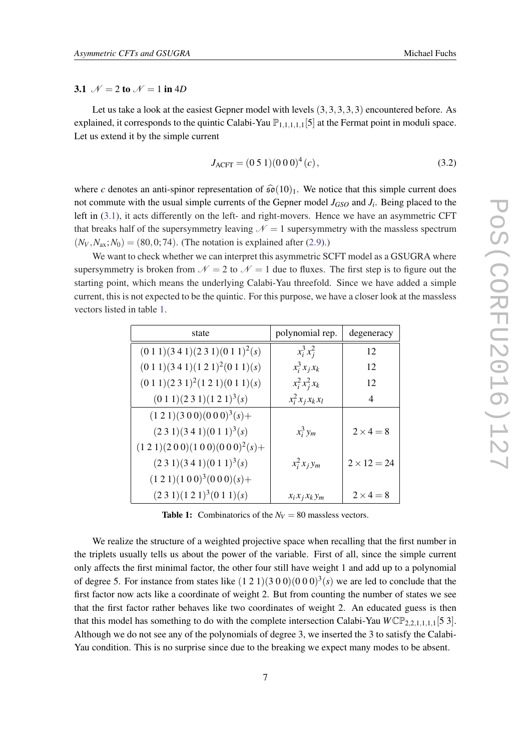### 3.1 $\mathcal{N}=2$ to $\mathcal{N}=1$ in $4D$

Let us take a look at the easiest Gepner model with levels $(3,3,3,3,3)$ encountered before. As explained, it corresponds to the quintic Calabi-Yau $\mathbb{P}_{1,1,1,1,1}[5]$ at the Fermat point in moduli space. Let us extend it by the simple current

$$J_{\text{ACFT}} = (0\,5\,1)(0\,0\,0)^4\,(c)\,, \tag{3.2}$$

where $c$ denotes an anti-spinor representation of $\widehat{\mathfrak{so}}(10)_1$. We notice that this simple current does not commute with the usual simple currents of the Gepner model $J_{GSO}$ and $J_i$. Being placed to the left in (3.1), it acts differently on the left- and right-movers. Hence we have an asymmetric CFT that breaks half of the supersymmetry leaving $\mathcal{N}=1$ supersymmetry with the massless spectrum $(N_V, N_{\text{ax}}; N_0) = (80, 0; 74)$. (The notation is explained after (2.9).)

We want to check whether we can interpret this asymmetric SCFT model as a GSUGRA where supersymmetry is broken from $\mathcal{N}=2$ to $\mathcal{N}=1$ due to fluxes. The first step is to figure out the starting point, which means the underlying Calabi-Yau threefold. Since we have added a simple current, this is not expected to be the quintic. For this purpose, we have a closer look at the massless vectors listed in table 1.

| state | polynomial rep. | degeneracy |
|---|---|---|
| $(0\,1\,1)(3\,4\,1)(2\,3\,1)(0\,1\,1)^2(s)$ | $x_i^3\,x_j^2$ | 12 |
| $(0\,1\,1)(3\,4\,1)(1\,2\,1)^2(0\,1\,1)(s)$ | $x_i^3\,x_j\,x_k$ | 12 |
| $(0\,1\,1)(2\,3\,1)^2(1\,2\,1)(0\,1\,1)(s)$ | $x_i^2\,x_j^2\,x_k$ | 12 |
| $(0\,1\,1)(2\,3\,1)(1\,2\,1)^3(s)$ | $x_i^2\,x_j\,x_k\,x_l$ | 4 |
| $(1\,2\,1)(3\,0\,0)(0\,0\,0)^3(s)+$ $(2\,3\,1)(3\,4\,1)(0\,1\,1)^3(s)$ | $x_i^3\,y_m$ | $2\times 4=8$ |
| $(1\,2\,1)(2\,0\,0)(1\,0\,0)(0\,0\,0)^2(s)+$ $(2\,3\,1)(3\,4\,1)(0\,1\,1)^3(s)$ | $x_i^2\,x_j\,y_m$ | $2\times 12=24$ |
| $(1\,2\,1)(1\,0\,0)^3(0\,0\,0)(s)+$ $(2\,3\,1)(1\,2\,1)^3(0\,1\,1)(s)$ | $x_i\,x_j\,x_k\,y_m$ | $2\times 4=8$ |

**Table 1:** Combinatorics of the $N_V=80$ massless vectors.

We realize the structure of a weighted projective space when recalling that the first number in the triplets usually tells us about the power of the variable. First of all, since the simple current only affects the first minimal factor, the other four still have weight 1 and add up to a polynomial of degree 5. For instance from states like $(1\,2\,1)(3\,0\,0)(0\,0\,0)^3(s)$ we are led to conclude that the first factor now acts like a coordinate of weight 2. But from counting the number of states we see that the first factor rather behaves like two coordinates of weight 2. An educated guess is then that this model has something to do with the complete intersection Calabi-Yau $W\mathbb{CP}_{2,2,1,1,1,1}[5\;3]$. Although we do not see any of the polynomials of degree 3, we inserted the 3 to satisfy the Calabi-Yau condition. This is no surprise since due to the breaking we expect many modes to be absent.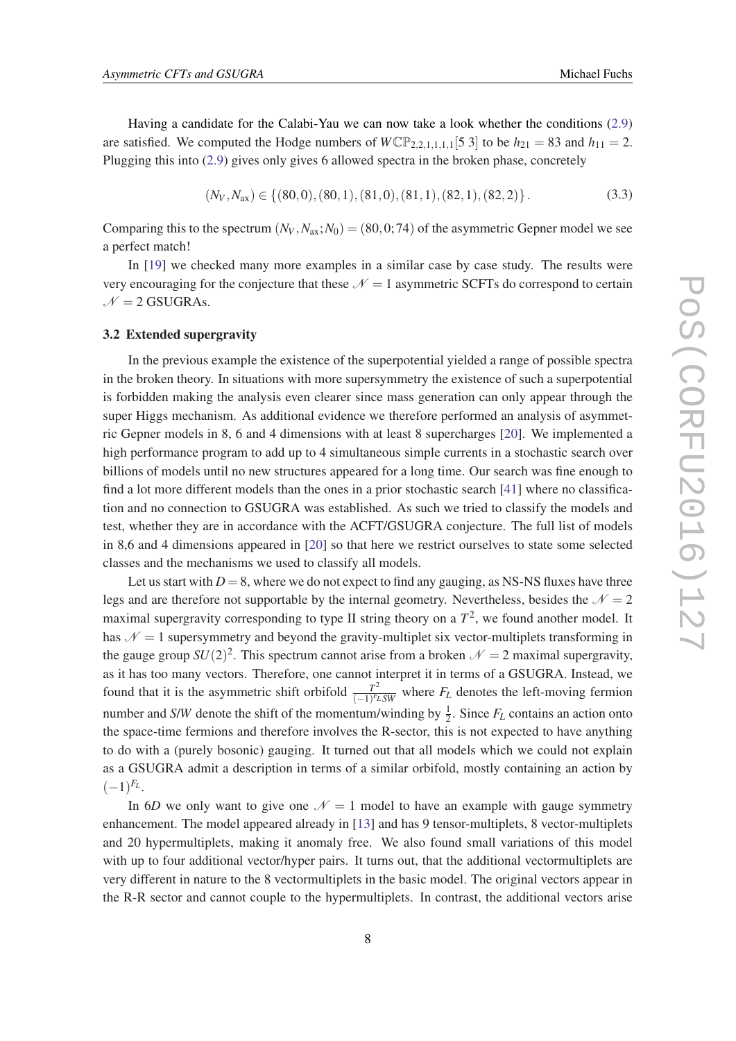Having a candidate for the Calabi-Yau we can now take a look whether the conditions (2.9) are satisfied. We computed the Hodge numbers of $W\mathbb{CP}_{2,2,1,1,1,1}[5\ 3]$ to be $h_{21} = 83$ and $h_{11} = 2$. Plugging this into (2.9) gives only gives 6 allowed spectra in the broken phase, concretely

$$(N_V, N_{\rm ax}) \in \{(80,0),(80,1),(81,0),(81,1),(82,1),(82,2)\}\,. \tag{3.3}$$

Comparing this to the spectrum $(N_V, N_{\rm ax}; N_0) = (80,0;74)$ of the asymmetric Gepner model we see a perfect match!

In [19] we checked many more examples in a similar case by case study. The results were very encouraging for the conjecture that these $\mathcal{N} = 1$ asymmetric SCFTs do correspond to certain $\mathcal{N} = 2$ GSUGRAs.

### 3.2 Extended supergravity

In the previous example the existence of the superpotential yielded a range of possible spectra in the broken theory. In situations with more supersymmetry the existence of such a superpotential is forbidden making the analysis even clearer since mass generation can only appear through the super Higgs mechanism. As additional evidence we therefore performed an analysis of asymmetric Gepner models in 8, 6 and 4 dimensions with at least 8 supercharges [20]. We implemented a high performance program to add up to 4 simultaneous simple currents in a stochastic search over billions of models until no new structures appeared for a long time. Our search was fine enough to find a lot more different models than the ones in a prior stochastic search [41] where no classification and no connection to GSUGRA was established. As such we tried to classify the models and test, whether they are in accordance with the ACFT/GSUGRA conjecture. The full list of models in 8,6 and 4 dimensions appeared in [20] so that here we restrict ourselves to state some selected classes and the mechanisms we used to classify all models.

Let us start with $D = 8$, where we do not expect to find any gauging, as NS-NS fluxes have three legs and are therefore not supportable by the internal geometry. Nevertheless, besides the $\mathcal{N} = 2$ maximal supergravity corresponding to type II string theory on a $T^2$, we found another model. It has $\mathcal{N} = 1$ supersymmetry and beyond the gravity-multiplet six vector-multiplets transforming in the gauge group $SU(2)^2$. This spectrum cannot arise from a broken $\mathcal{N} = 2$ maximal supergravity, as it has too many vectors. Therefore, one cannot interpret it in terms of a GSUGRA. Instead, we found that it is the asymmetric shift orbifold $\frac{T^2}{(-1)^{F_L}SW}$ where $F_L$ denotes the left-moving fermion number and *S*/*W* denote the shift of the momentum/winding by $\frac{1}{2}$. Since $F_L$ contains an action onto the space-time fermions and therefore involves the R-sector, this is not expected to have anything to do with a (purely bosonic) gauging. It turned out that all models which we could not explain as a GSUGRA admit a description in terms of a similar orbifold, mostly containing an action by $(-1)^{F_L}$.

In $6D$ we only want to give one $\mathcal{N} = 1$ model to have an example with gauge symmetry enhancement. The model appeared already in [13] and has 9 tensor-multiplets, 8 vector-multiplets and 20 hypermultiplets, making it anomaly free. We also found small variations of this model with up to four additional vector/hyper pairs. It turns out, that the additional vectormultiplets are very different in nature to the 8 vectormultiplets in the basic model. The original vectors appear in the R-R sector and cannot couple to the hypermultiplets. In contrast, the additional vectors arise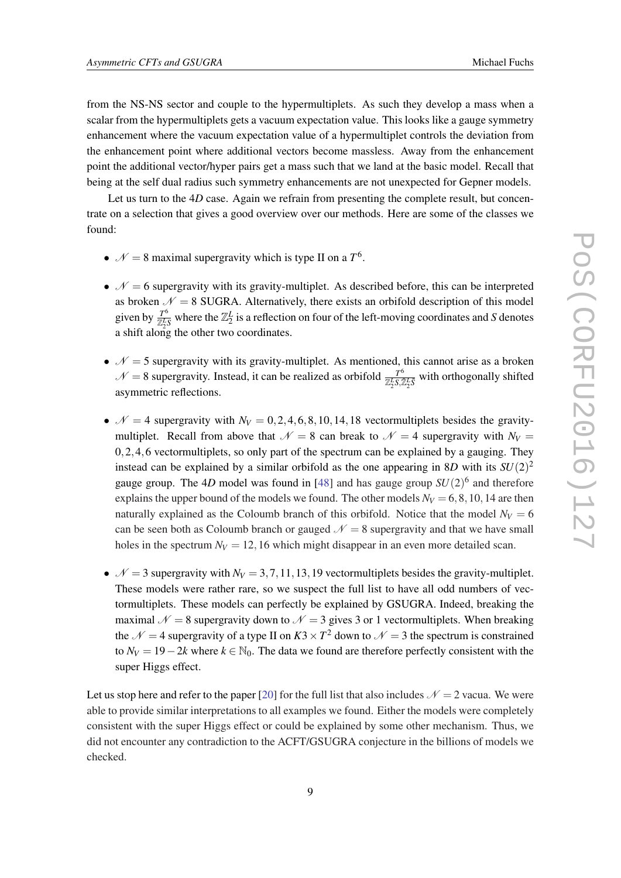from the NS-NS sector and couple to the hypermultiplets. As such they develop a mass when a scalar from the hypermultiplets gets a vacuum expectation value. This looks like a gauge symmetry enhancement where the vacuum expectation value of a hypermultiplet controls the deviation from the enhancement point where additional vectors become massless. Away from the enhancement point the additional vector/hyper pairs get a mass such that we land at the basic model. Recall that being at the self dual radius such symmetry enhancements are not unexpected for Gepner models.

Let us turn to the 4*D* case. Again we refrain from presenting the complete result, but concentrate on a selection that gives a good overview over our methods. Here are some of the classes we found:

- $\mathcal{N}=8$ maximal supergravity which is type II on a $T^6$.
- $\mathcal{N}=6$ supergravity with its gravity-multiplet. As described before, this can be interpreted as broken $\mathcal{N}=8$ SUGRA. Alternatively, there exists an orbifold description of this model given by $\frac{T^6}{\mathbb{Z}_2^L S}$ where the $\mathbb{Z}_2^L$ is a reflection on four of the left-moving coordinates and $S$ denotes a shift along the other two coordinates.
- $\mathcal{N}=5$ supergravity with its gravity-multiplet. As mentioned, this cannot arise as a broken $\mathcal{N}=8$ supergravity. Instead, it can be realized as orbifold $\frac{T^6}{\mathbb{Z}_2^L S, \mathbb{Z}_2^L S}$ with orthogonally shifted asymmetric reflections.
- $\mathcal{N}=4$ supergravity with $N_V = 0,2,4,6,8,10,14,18$ vectormultiplets besides the gravity-multiplet. Recall from above that $\mathcal{N}=8$ can break to $\mathcal{N}=4$ supergravity with $N_V = 0,2,4,6$ vectormultiplets, so only part of the spectrum can be explained by a gauging. They instead can be explained by a similar orbifold as the one appearing in 8*D* with its $SU(2)^2$ gauge group. The 4*D* model was found in [48] and has gauge group $SU(2)^6$ and therefore explains the upper bound of the models we found. The other models $N_V = 6,8,10,14$ are then naturally explained as the Coloumb branch of this orbifold. Notice that the model $N_V = 6$ can be seen both as Coloumb branch or gauged $\mathcal{N}=8$ supergravity and that we have small holes in the spectrum $N_V = 12,16$ which might disappear in an even more detailed scan.
- $\mathcal{N}=3$ supergravity with $N_V = 3,7,11,13,19$ vectormultiplets besides the gravity-multiplet. These models were rather rare, so we suspect the full list to have all odd numbers of vectormultiplets. These models can perfectly be explained by GSUGRA. Indeed, breaking the maximal $\mathcal{N}=8$ supergravity down to $\mathcal{N}=3$ gives 3 or 1 vectormultiplets. When breaking the $\mathcal{N}=4$ supergravity of a type II on $K3 \times T^2$ down to $\mathcal{N}=3$ the spectrum is constrained to $N_V = 19-2k$ where $k \in \mathbb{N}_0$. The data we found are therefore perfectly consistent with the super Higgs effect.

Let us stop here and refer to the paper [20] for the full list that also includes $\mathcal{N}=2$ vacua. We were able to provide similar interpretations to all examples we found. Either the models were completely consistent with the super Higgs effect or could be explained by some other mechanism. Thus, we did not encounter any contradiction to the ACFT/GSUGRA conjecture in the billions of models we checked.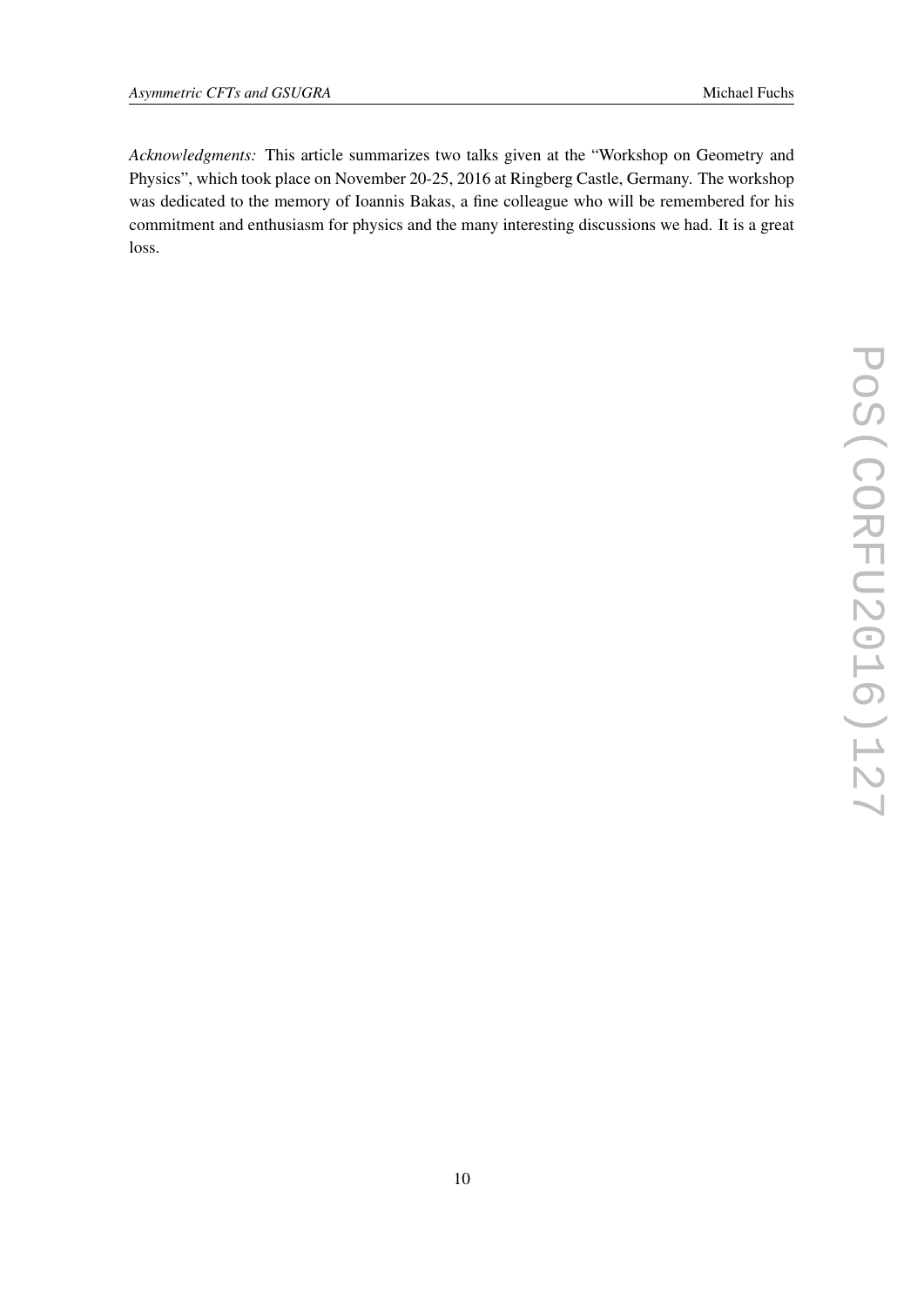*Acknowledgments:* This article summarizes two talks given at the "Workshop on Geometry and Physics", which took place on November 20-25, 2016 at Ringberg Castle, Germany. The workshop was dedicated to the memory of Ioannis Bakas, a fine colleague who will be remembered for his commitment and enthusiasm for physics and the many interesting discussions we had. It is a great loss.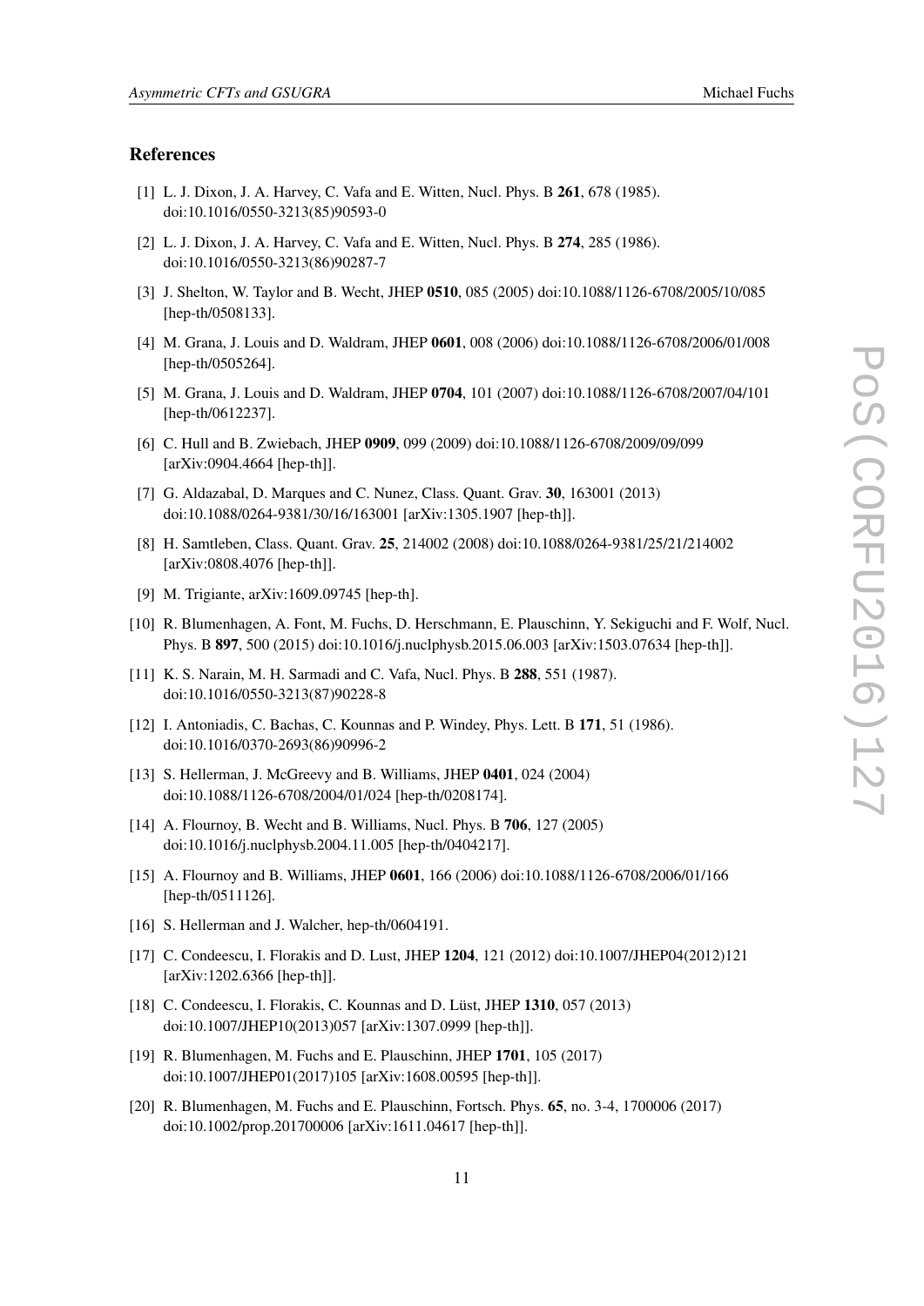## References

[1] L. J. Dixon, J. A. Harvey, C. Vafa and E. Witten, Nucl. Phys. B **261**, 678 (1985). doi:10.1016/0550-3213(85)90593-0

[2] L. J. Dixon, J. A. Harvey, C. Vafa and E. Witten, Nucl. Phys. B **274**, 285 (1986). doi:10.1016/0550-3213(86)90287-7

[3] J. Shelton, W. Taylor and B. Wecht, JHEP **0510**, 085 (2005) doi:10.1088/1126-6708/2005/10/085 [hep-th/0508133].

[4] M. Grana, J. Louis and D. Waldram, JHEP **0601**, 008 (2006) doi:10.1088/1126-6708/2006/01/008 [hep-th/0505264].

[5] M. Grana, J. Louis and D. Waldram, JHEP **0704**, 101 (2007) doi:10.1088/1126-6708/2007/04/101 [hep-th/0612237].

[6] C. Hull and B. Zwiebach, JHEP **0909**, 099 (2009) doi:10.1088/1126-6708/2009/09/099 [arXiv:0904.4664 [hep-th]].

[7] G. Aldazabal, D. Marques and C. Nunez, Class. Quant. Grav. **30**, 163001 (2013) doi:10.1088/0264-9381/30/16/163001 [arXiv:1305.1907 [hep-th]].

[8] H. Samtleben, Class. Quant. Grav. **25**, 214002 (2008) doi:10.1088/0264-9381/25/21/214002 [arXiv:0808.4076 [hep-th]].

[9] M. Trigiante, arXiv:1609.09745 [hep-th].

[10] R. Blumenhagen, A. Font, M. Fuchs, D. Herschmann, E. Plauschinn, Y. Sekiguchi and F. Wolf, Nucl. Phys. B **897**, 500 (2015) doi:10.1016/j.nuclphysb.2015.06.003 [arXiv:1503.07634 [hep-th]].

[11] K. S. Narain, M. H. Sarmadi and C. Vafa, Nucl. Phys. B **288**, 551 (1987). doi:10.1016/0550-3213(87)90228-8

[12] I. Antoniadis, C. Bachas, C. Kounnas and P. Windey, Phys. Lett. B **171**, 51 (1986). doi:10.1016/0370-2693(86)90996-2

[13] S. Hellerman, J. McGreevy and B. Williams, JHEP **0401**, 024 (2004) doi:10.1088/1126-6708/2004/01/024 [hep-th/0208174].

[14] A. Flournoy, B. Wecht and B. Williams, Nucl. Phys. B **706**, 127 (2005) doi:10.1016/j.nuclphysb.2004.11.005 [hep-th/0404217].

[15] A. Flournoy and B. Williams, JHEP **0601**, 166 (2006) doi:10.1088/1126-6708/2006/01/166 [hep-th/0511126].

[16] S. Hellerman and J. Walcher, hep-th/0604191.

[17] C. Condeescu, I. Florakis and D. Lust, JHEP **1204**, 121 (2012) doi:10.1007/JHEP04(2012)121 [arXiv:1202.6366 [hep-th]].

[18] C. Condeescu, I. Florakis, C. Kounnas and D. Lüst, JHEP **1310**, 057 (2013) doi:10.1007/JHEP10(2013)057 [arXiv:1307.0999 [hep-th]].

[19] R. Blumenhagen, M. Fuchs and E. Plauschinn, JHEP **1701**, 105 (2017) doi:10.1007/JHEP01(2017)105 [arXiv:1608.00595 [hep-th]].

[20] R. Blumenhagen, M. Fuchs and E. Plauschinn, Fortsch. Phys. **65**, no. 3-4, 1700006 (2017) doi:10.1002/prop.201700006 [arXiv:1611.04617 [hep-th]].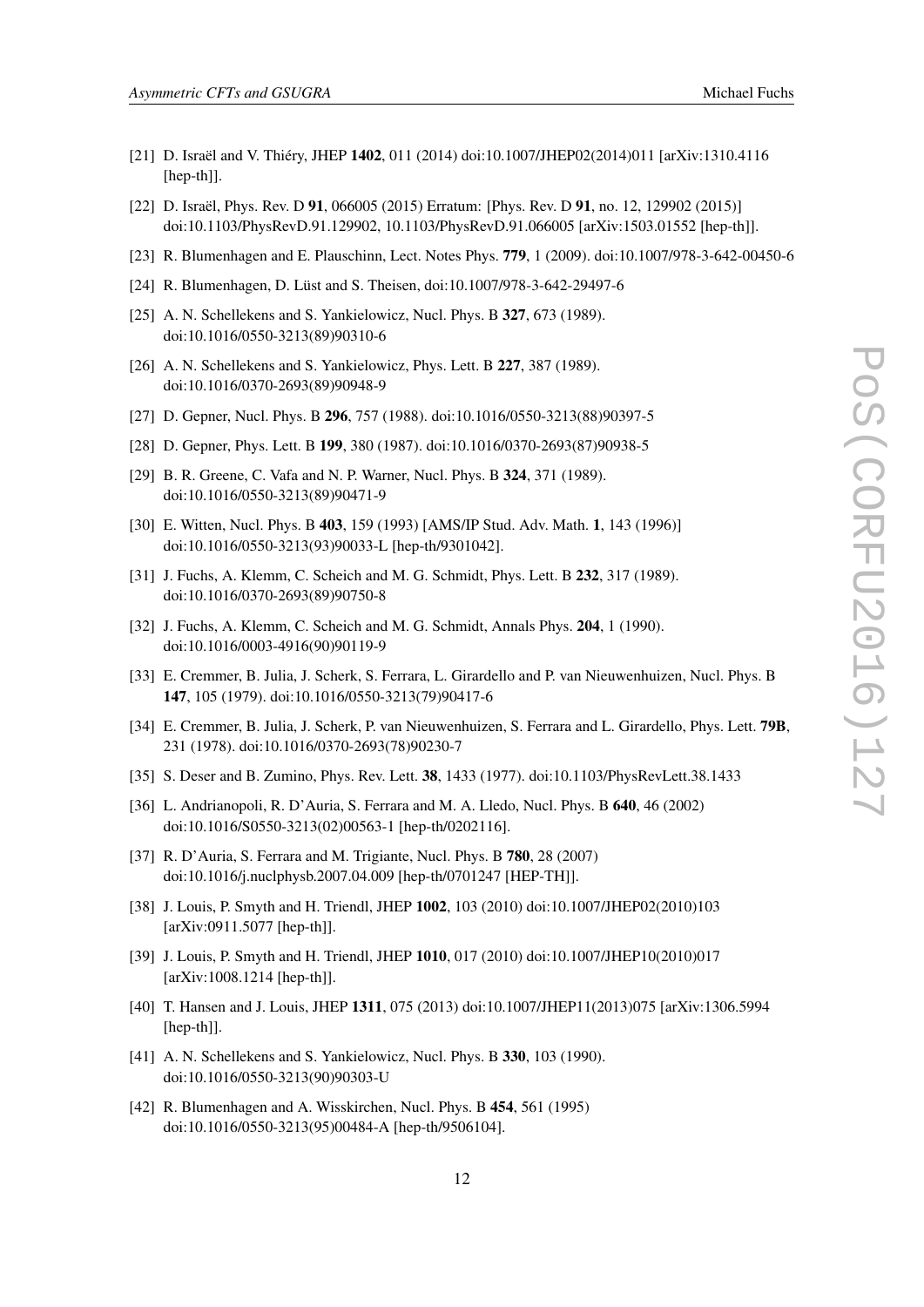[21] D. Israël and V. Thiéry, JHEP **1402**, 011 (2014) doi:10.1007/JHEP02(2014)011 [arXiv:1310.4116 [hep-th]].

[22] D. Israël, Phys. Rev. D **91**, 066005 (2015) Erratum: [Phys. Rev. D **91**, no. 12, 129902 (2015)] doi:10.1103/PhysRevD.91.129902, 10.1103/PhysRevD.91.066005 [arXiv:1503.01552 [hep-th]].

[23] R. Blumenhagen and E. Plauschinn, Lect. Notes Phys. **779**, 1 (2009). doi:10.1007/978-3-642-00450-6

[24] R. Blumenhagen, D. Lüst and S. Theisen, doi:10.1007/978-3-642-29497-6

[25] A. N. Schellekens and S. Yankielowicz, Nucl. Phys. B **327**, 673 (1989). doi:10.1016/0550-3213(89)90310-6

[26] A. N. Schellekens and S. Yankielowicz, Phys. Lett. B **227**, 387 (1989). doi:10.1016/0370-2693(89)90948-9

[27] D. Gepner, Nucl. Phys. B **296**, 757 (1988). doi:10.1016/0550-3213(88)90397-5

[28] D. Gepner, Phys. Lett. B **199**, 380 (1987). doi:10.1016/0370-2693(87)90938-5

[29] B. R. Greene, C. Vafa and N. P. Warner, Nucl. Phys. B **324**, 371 (1989). doi:10.1016/0550-3213(89)90471-9

[30] E. Witten, Nucl. Phys. B **403**, 159 (1993) [AMS/IP Stud. Adv. Math. **1**, 143 (1996)] doi:10.1016/0550-3213(93)90033-L [hep-th/9301042].

[31] J. Fuchs, A. Klemm, C. Scheich and M. G. Schmidt, Phys. Lett. B **232**, 317 (1989). doi:10.1016/0370-2693(89)90750-8

[32] J. Fuchs, A. Klemm, C. Scheich and M. G. Schmidt, Annals Phys. **204**, 1 (1990). doi:10.1016/0003-4916(90)90119-9

[33] E. Cremmer, B. Julia, J. Scherk, S. Ferrara, L. Girardello and P. van Nieuwenhuizen, Nucl. Phys. B **147**, 105 (1979). doi:10.1016/0550-3213(79)90417-6

[34] E. Cremmer, B. Julia, J. Scherk, P. van Nieuwenhuizen, S. Ferrara and L. Girardello, Phys. Lett. **79B**, 231 (1978). doi:10.1016/0370-2693(78)90230-7

[35] S. Deser and B. Zumino, Phys. Rev. Lett. **38**, 1433 (1977). doi:10.1103/PhysRevLett.38.1433

[36] L. Andrianopoli, R. D'Auria, S. Ferrara and M. A. Lledo, Nucl. Phys. B **640**, 46 (2002) doi:10.1016/S0550-3213(02)00563-1 [hep-th/0202116].

[37] R. D'Auria, S. Ferrara and M. Trigiante, Nucl. Phys. B **780**, 28 (2007) doi:10.1016/j.nuclphysb.2007.04.009 [hep-th/0701247 [HEP-TH]].

[38] J. Louis, P. Smyth and H. Triendl, JHEP **1002**, 103 (2010) doi:10.1007/JHEP02(2010)103 [arXiv:0911.5077 [hep-th]].

[39] J. Louis, P. Smyth and H. Triendl, JHEP **1010**, 017 (2010) doi:10.1007/JHEP10(2010)017 [arXiv:1008.1214 [hep-th]].

[40] T. Hansen and J. Louis, JHEP **1311**, 075 (2013) doi:10.1007/JHEP11(2013)075 [arXiv:1306.5994 [hep-th]].

[41] A. N. Schellekens and S. Yankielowicz, Nucl. Phys. B **330**, 103 (1990). doi:10.1016/0550-3213(90)90303-U

[42] R. Blumenhagen and A. Wisskirchen, Nucl. Phys. B **454**, 561 (1995) doi:10.1016/0550-3213(95)00484-A [hep-th/9506104].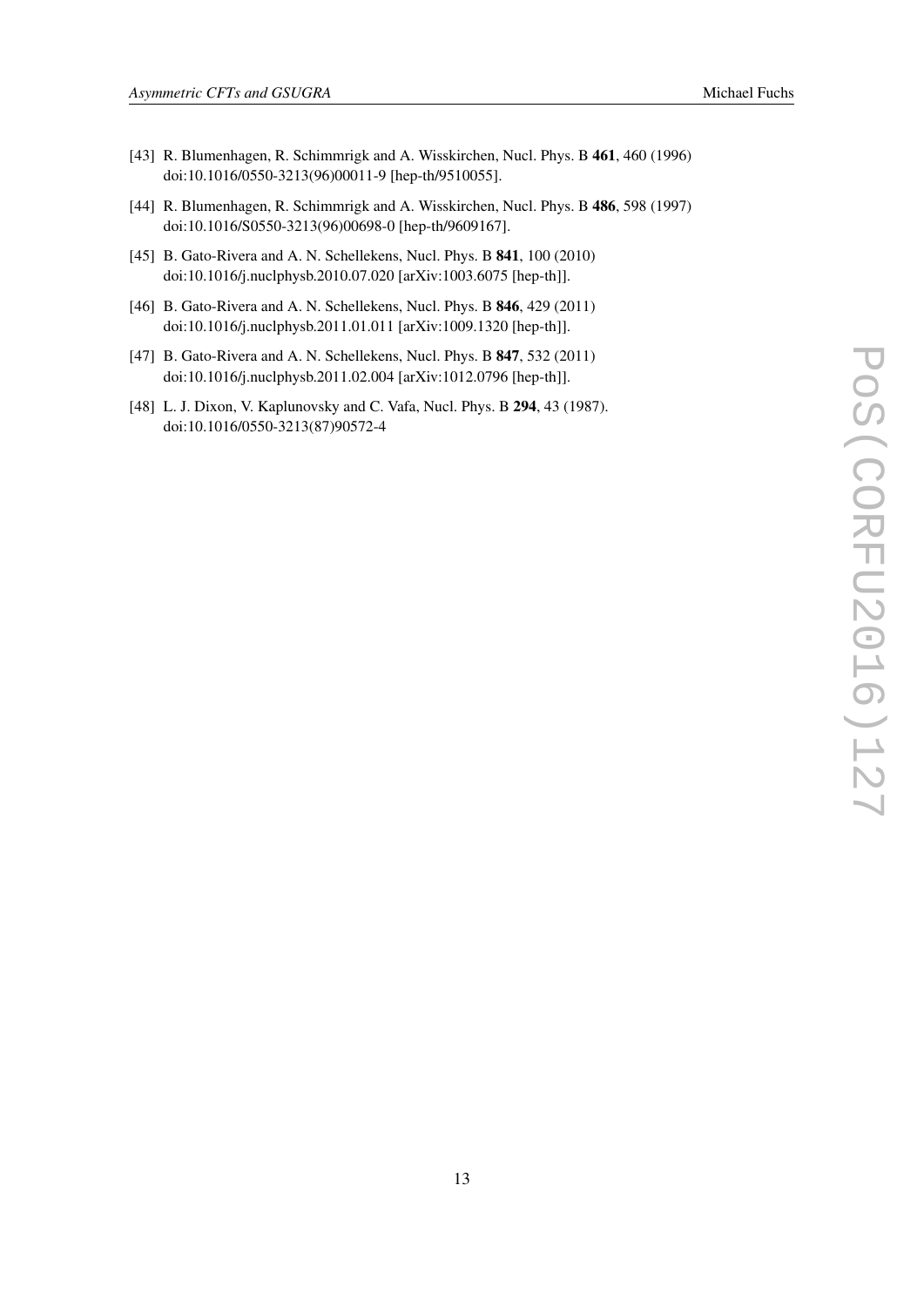[43] R. Blumenhagen, R. Schimmrigk and A. Wisskirchen, Nucl. Phys. B **461**, 460 (1996) doi:10.1016/0550-3213(96)00011-9 [hep-th/9510055].

[44] R. Blumenhagen, R. Schimmrigk and A. Wisskirchen, Nucl. Phys. B **486**, 598 (1997) doi:10.1016/S0550-3213(96)00698-0 [hep-th/9609167].

[45] B. Gato-Rivera and A. N. Schellekens, Nucl. Phys. B **841**, 100 (2010) doi:10.1016/j.nuclphysb.2010.07.020 [arXiv:1003.6075 [hep-th]].

[46] B. Gato-Rivera and A. N. Schellekens, Nucl. Phys. B **846**, 429 (2011) doi:10.1016/j.nuclphysb.2011.01.011 [arXiv:1009.1320 [hep-th]].

[47] B. Gato-Rivera and A. N. Schellekens, Nucl. Phys. B **847**, 532 (2011) doi:10.1016/j.nuclphysb.2011.02.004 [arXiv:1012.0796 [hep-th]].

[48] L. J. Dixon, V. Kaplunovsky and C. Vafa, Nucl. Phys. B **294**, 43 (1987). doi:10.1016/0550-3213(87)90572-4